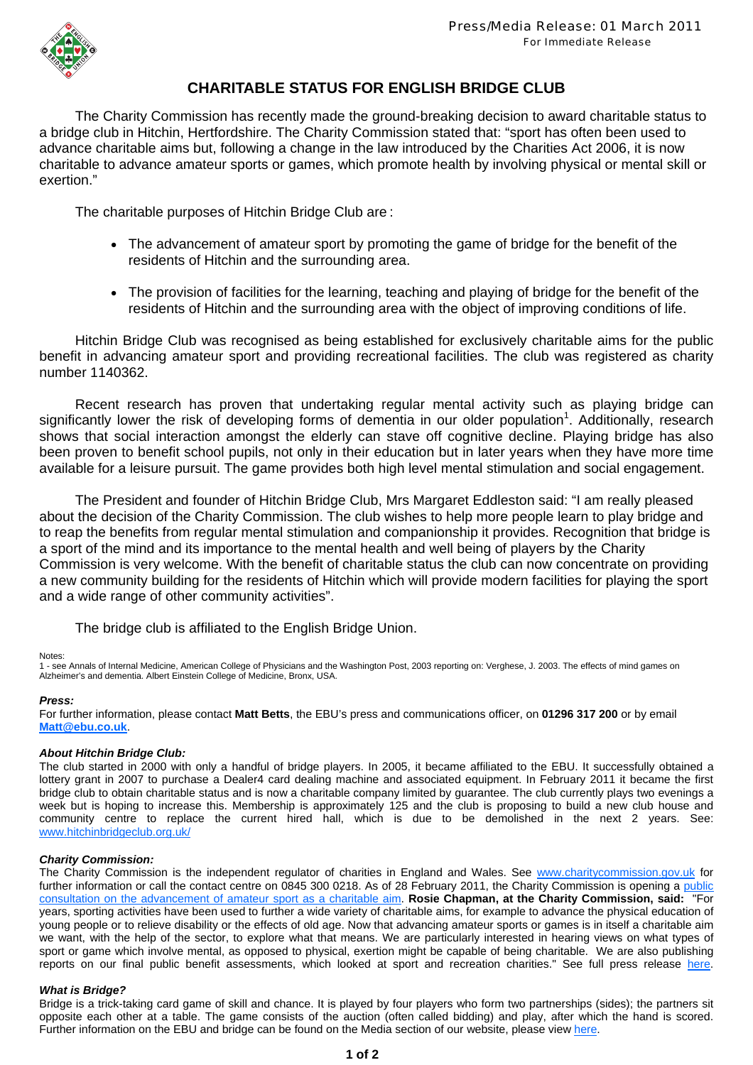Press/Media Release: 01 March 2011
For Immediate Release

# CHARITABLE STATUS FOR ENGLISH BRIDGE CLUB

The Charity Commission has recently made the ground-breaking decision to award charitable status to a bridge club in Hitchin, Hertfordshire. The Charity Commission stated that: "sport has often been used to advance charitable aims but, following a change in the law introduced by the Charities Act 2006, it is now charitable to advance amateur sports or games, which promote health by involving physical or mental skill or exertion."

The charitable purposes of Hitchin Bridge Club are :

- The advancement of amateur sport by promoting the game of bridge for the benefit of the residents of Hitchin and the surrounding area.
- The provision of facilities for the learning, teaching and playing of bridge for the benefit of the residents of Hitchin and the surrounding area with the object of improving conditions of life.

Hitchin Bridge Club was recognised as being established for exclusively charitable aims for the public benefit in advancing amateur sport and providing recreational facilities. The club was registered as charity number 1140362.

Recent research has proven that undertaking regular mental activity such as playing bridge can significantly lower the risk of developing forms of dementia in our older population[1]. Additionally, research shows that social interaction amongst the elderly can stave off cognitive decline. Playing bridge has also been proven to benefit school pupils, not only in their education but in later years when they have more time available for a leisure pursuit. The game provides both high level mental stimulation and social engagement.

The President and founder of Hitchin Bridge Club, Mrs Margaret Eddleston said: "I am really pleased about the decision of the Charity Commission. The club wishes to help more people learn to play bridge and to reap the benefits from regular mental stimulation and companionship it provides. Recognition that bridge is a sport of the mind and its importance to the mental health and well being of players by the Charity Commission is very welcome. With the benefit of charitable status the club can now concentrate on providing a new community building for the residents of Hitchin which will provide modern facilities for playing the sport and a wide range of other community activities".

The bridge club is affiliated to the English Bridge Union.

Notes:
1 - see Annals of Internal Medicine, American College of Physicians and the Washington Post, 2003 reporting on: Verghese, J. 2003. The effects of mind games on Alzheimer's and dementia. Albert Einstein College of Medicine, Bronx, USA.

***Press:***
For further information, please contact **Matt Betts**, the EBU's press and communications officer, on **01296 317 200** or by email **Matt@ebu.co.uk**.

***About Hitchin Bridge Club:***
The club started in 2000 with only a handful of bridge players. In 2005, it became affiliated to the EBU. It successfully obtained a lottery grant in 2007 to purchase a Dealer4 card dealing machine and associated equipment. In February 2011 it became the first bridge club to obtain charitable status and is now a charitable company limited by guarantee. The club currently plays two evenings a week but is hoping to increase this. Membership is approximately 125 and the club is proposing to build a new club house and community centre to replace the current hired hall, which is due to be demolished in the next 2 years. See: www.hitchinbridgeclub.org.uk/

***Charity Commission:***
The Charity Commission is the independent regulator of charities in England and Wales. See www.charitycommission.gov.uk for further information or call the contact centre on 0845 300 0218. As of 28 February 2011, the Charity Commission is opening a public consultation on the advancement of amateur sport as a charitable aim. **Rosie Chapman, at the Charity Commission, said:** "For years, sporting activities have been used to further a wide variety of charitable aims, for example to advance the physical education of young people or to relieve disability or the effects of old age. Now that advancing amateur sports or games is in itself a charitable aim we want, with the help of the sector, to explore what that means. We are particularly interested in hearing views on what types of sport or game which involve mental, as opposed to physical, exertion might be capable of being charitable. We are also publishing reports on our final public benefit assessments, which looked at sport and recreation charities." See full press release here.

***What is Bridge?***
Bridge is a trick-taking card game of skill and chance. It is played by four players who form two partnerships (sides); the partners sit opposite each other at a table. The game consists of the auction (often called bidding) and play, after which the hand is scored. Further information on the EBU and bridge can be found on the Media section of our website, please view here.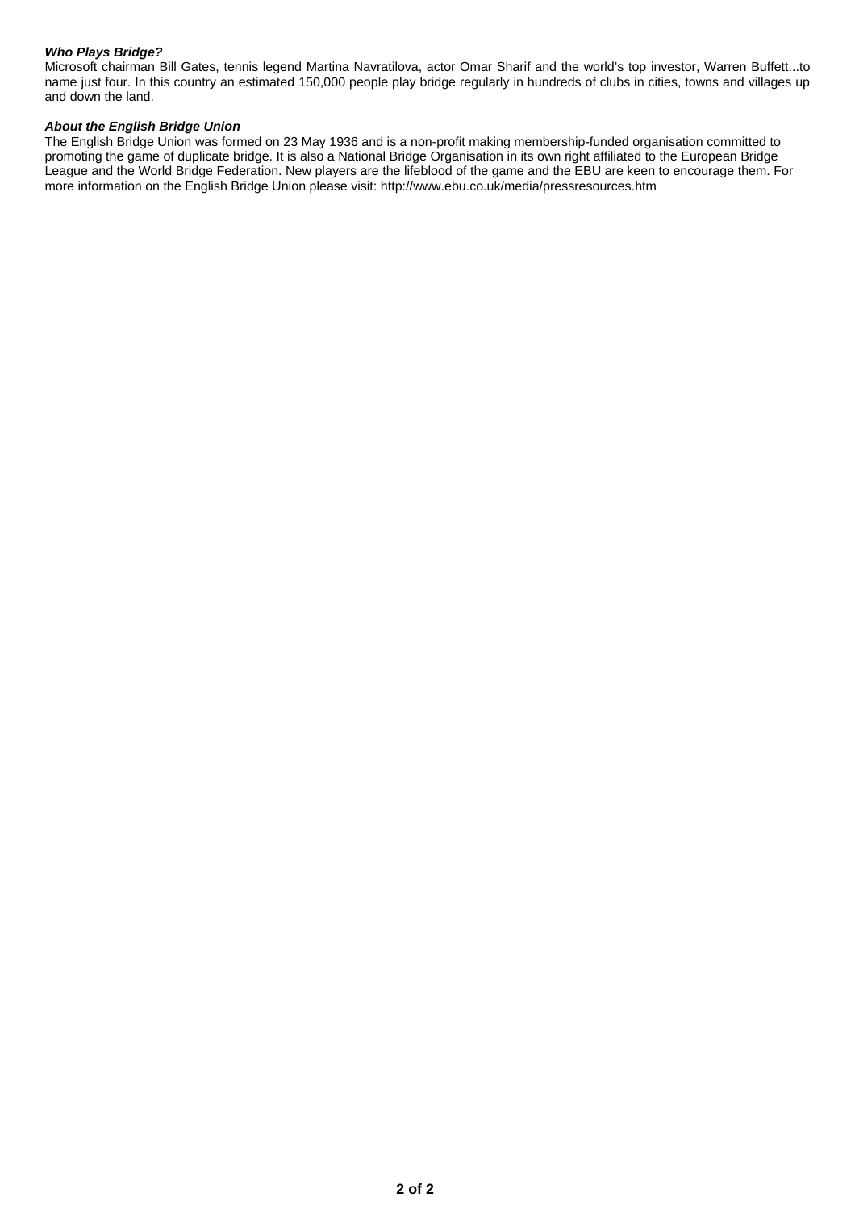***Who Plays Bridge?***

Microsoft chairman Bill Gates, tennis legend Martina Navratilova, actor Omar Sharif and the world's top investor, Warren Buffett...to name just four. In this country an estimated 150,000 people play bridge regularly in hundreds of clubs in cities, towns and villages up and down the land.

***About the English Bridge Union***

The English Bridge Union was formed on 23 May 1936 and is a non-profit making membership-funded organisation committed to promoting the game of duplicate bridge. It is also a National Bridge Organisation in its own right affiliated to the European Bridge League and the World Bridge Federation. New players are the lifeblood of the game and the EBU are keen to encourage them. For more information on the English Bridge Union please visit: http://www.ebu.co.uk/media/pressresources.htm